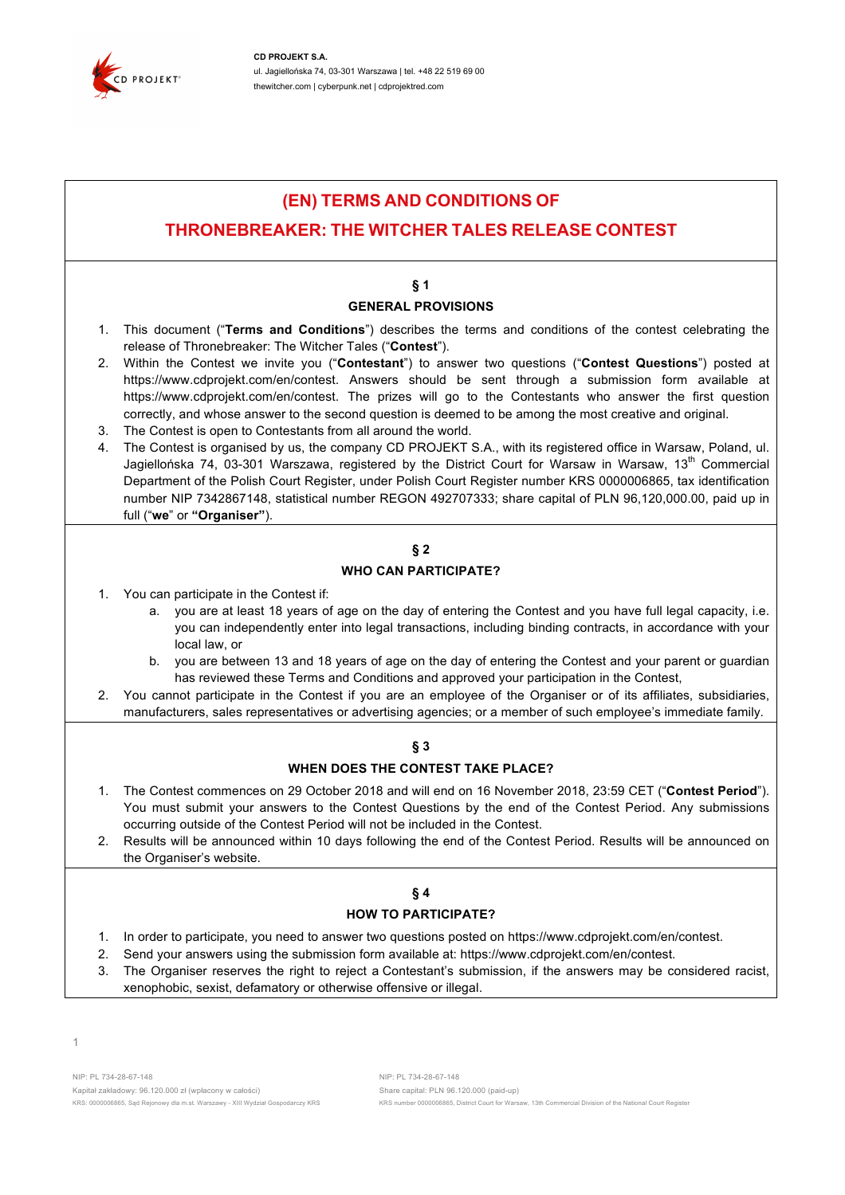# (EN) TERMS AND CONDITIONS OF THRONEBREAKER: THE WITCHER TALES RELEASE CONTEST

## § 1
## GENERAL PROVISIONS

1. This document ("**Terms and Conditions**") describes the terms and conditions of the contest celebrating the release of Thronebreaker: The Witcher Tales ("**Contest**").
2. Within the Contest we invite you ("**Contestant**") to answer two questions ("**Contest Questions**") posted at https://www.cdprojekt.com/en/contest. Answers should be sent through a submission form available at https://www.cdprojekt.com/en/contest. The prizes will go to the Contestants who answer the first question correctly, and whose answer to the second question is deemed to be among the most creative and original.
3. The Contest is open to Contestants from all around the world.
4. The Contest is organised by us, the company CD PROJEKT S.A., with its registered office in Warsaw, Poland, ul. Jagiellońska 74, 03-301 Warszawa, registered by the District Court for Warsaw in Warsaw, 13th Commercial Department of the Polish Court Register, under Polish Court Register number KRS 0000006865, tax identification number NIP 7342867148, statistical number REGON 492707333; share capital of PLN 96,120,000.00, paid up in full ("**we**" or **"Organiser"**).

## § 2
## WHO CAN PARTICIPATE?

1. You can participate in the Contest if:
   a. you are at least 18 years of age on the day of entering the Contest and you have full legal capacity, i.e. you can independently enter into legal transactions, including binding contracts, in accordance with your local law, or
   b. you are between 13 and 18 years of age on the day of entering the Contest and your parent or guardian has reviewed these Terms and Conditions and approved your participation in the Contest,
2. You cannot participate in the Contest if you are an employee of the Organiser or of its affiliates, subsidiaries, manufacturers, sales representatives or advertising agencies; or a member of such employee's immediate family.

## § 3
## WHEN DOES THE CONTEST TAKE PLACE?

1. The Contest commences on 29 October 2018 and will end on 16 November 2018, 23:59 CET ("**Contest Period**"). You must submit your answers to the Contest Questions by the end of the Contest Period. Any submissions occurring outside of the Contest Period will not be included in the Contest.
2. Results will be announced within 10 days following the end of the Contest Period. Results will be announced on the Organiser's website.

## § 4
## HOW TO PARTICIPATE?

1. In order to participate, you need to answer two questions posted on https://www.cdprojekt.com/en/contest.
2. Send your answers using the submission form available at: https://www.cdprojekt.com/en/contest.
3. The Organiser reserves the right to reject a Contestant's submission, if the answers may be considered racist, xenophobic, sexist, defamatory or otherwise offensive or illegal.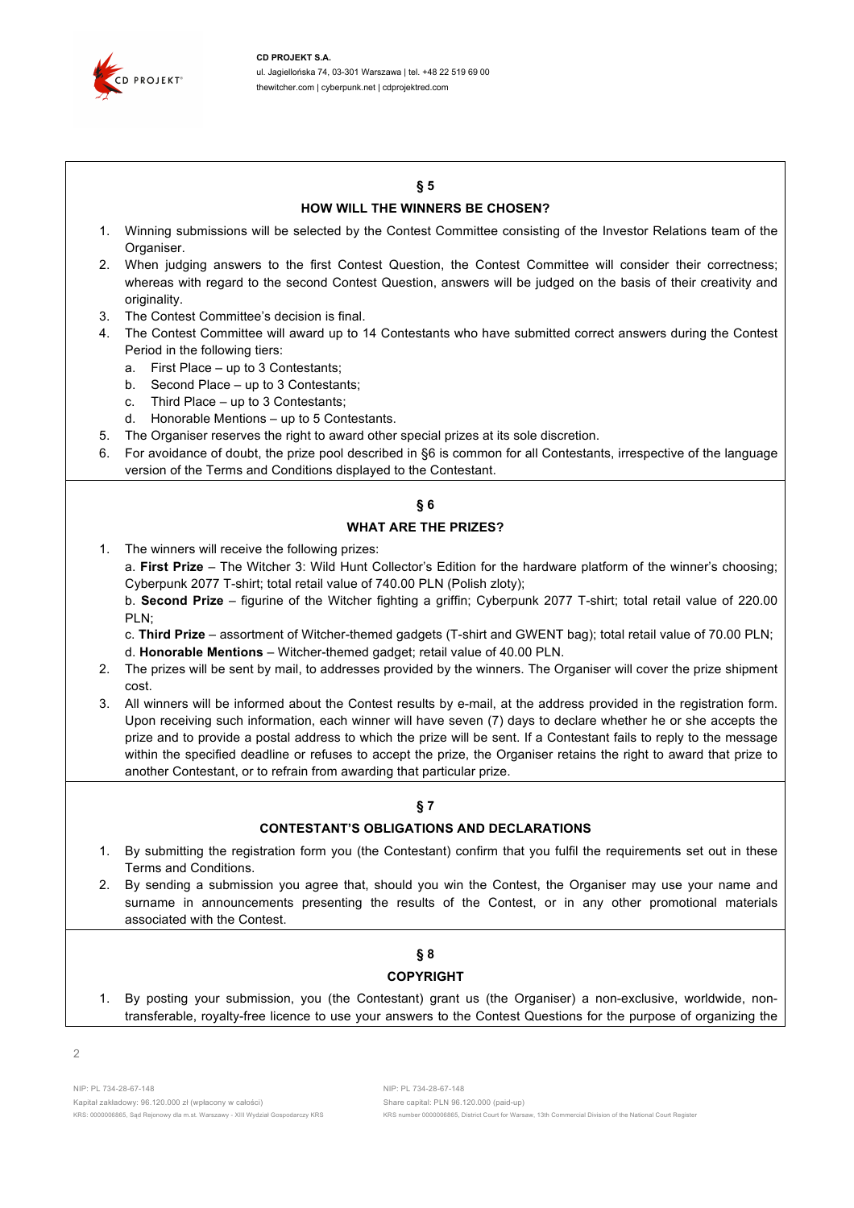## § 5

### HOW WILL THE WINNERS BE CHOSEN?

1. Winning submissions will be selected by the Contest Committee consisting of the Investor Relations team of the Organiser.
2. When judging answers to the first Contest Question, the Contest Committee will consider their correctness; whereas with regard to the second Contest Question, answers will be judged on the basis of their creativity and originality.
3. The Contest Committee's decision is final.
4. The Contest Committee will award up to 14 Contestants who have submitted correct answers during the Contest Period in the following tiers:
   a. First Place – up to 3 Contestants;
   b. Second Place – up to 3 Contestants;
   c. Third Place – up to 3 Contestants;
   d. Honorable Mentions – up to 5 Contestants.
5. The Organiser reserves the right to award other special prizes at its sole discretion.
6. For avoidance of doubt, the prize pool described in §6 is common for all Contestants, irrespective of the language version of the Terms and Conditions displayed to the Contestant.

## § 6

### WHAT ARE THE PRIZES?

1. The winners will receive the following prizes:
   a. **First Prize** – The Witcher 3: Wild Hunt Collector's Edition for the hardware platform of the winner's choosing; Cyberpunk 2077 T-shirt; total retail value of 740.00 PLN (Polish zloty);
   b. **Second Prize** – figurine of the Witcher fighting a griffin; Cyberpunk 2077 T-shirt; total retail value of 220.00 PLN;
   c. **Third Prize** – assortment of Witcher-themed gadgets (T-shirt and GWENT bag); total retail value of 70.00 PLN;
   d. **Honorable Mentions** – Witcher-themed gadget; retail value of 40.00 PLN.
2. The prizes will be sent by mail, to addresses provided by the winners. The Organiser will cover the prize shipment cost.
3. All winners will be informed about the Contest results by e-mail, at the address provided in the registration form. Upon receiving such information, each winner will have seven (7) days to declare whether he or she accepts the prize and to provide a postal address to which the prize will be sent. If a Contestant fails to reply to the message within the specified deadline or refuses to accept the prize, the Organiser retains the right to award that prize to another Contestant, or to refrain from awarding that particular prize.

## § 7

### CONTESTANT'S OBLIGATIONS AND DECLARATIONS

1. By submitting the registration form you (the Contestant) confirm that you fulfil the requirements set out in these Terms and Conditions.
2. By sending a submission you agree that, should you win the Contest, the Organiser may use your name and surname in announcements presenting the results of the Contest, or in any other promotional materials associated with the Contest.

## § 8

### COPYRIGHT

1. By posting your submission, you (the Contestant) grant us (the Organiser) a non-exclusive, worldwide, non-transferable, royalty-free licence to use your answers to the Contest Questions for the purpose of organizing the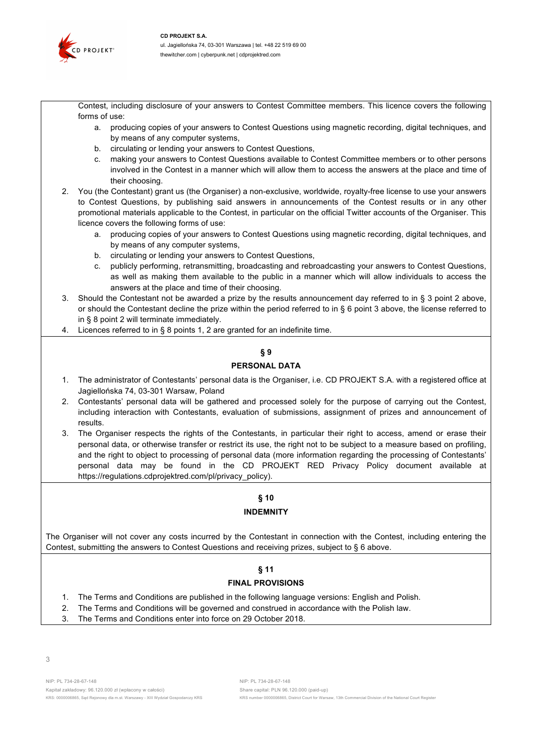Contest, including disclosure of your answers to Contest Committee members. This licence covers the following forms of use:

   a. producing copies of your answers to Contest Questions using magnetic recording, digital techniques, and by means of any computer systems,
   b. circulating or lending your answers to Contest Questions,
   c. making your answers to Contest Questions available to Contest Committee members or to other persons involved in the Contest in a manner which will allow them to access the answers at the place and time of their choosing.

2. You (the Contestant) grant us (the Organiser) a non-exclusive, worldwide, royalty-free license to use your answers to Contest Questions, by publishing said answers in announcements of the Contest results or in any other promotional materials applicable to the Contest, in particular on the official Twitter accounts of the Organiser. This licence covers the following forms of use:
   a. producing copies of your answers to Contest Questions using magnetic recording, digital techniques, and by means of any computer systems,
   b. circulating or lending your answers to Contest Questions,
   c. publicly performing, retransmitting, broadcasting and rebroadcasting your answers to Contest Questions, as well as making them available to the public in a manner which will allow individuals to access the answers at the place and time of their choosing.
3. Should the Contestant not be awarded a prize by the results announcement day referred to in § 3 point 2 above, or should the Contestant decline the prize within the period referred to in § 6 point 3 above, the license referred to in § 8 point 2 will terminate immediately.
4. Licences referred to in § 8 points 1, 2 are granted for an indefinite time.

## § 9

## PERSONAL DATA

1. The administrator of Contestants' personal data is the Organiser, i.e. CD PROJEKT S.A. with a registered office at Jagiellońska 74, 03-301 Warsaw, Poland
2. Contestants' personal data will be gathered and processed solely for the purpose of carrying out the Contest, including interaction with Contestants, evaluation of submissions, assignment of prizes and announcement of results.
3. The Organiser respects the rights of the Contestants, in particular their right to access, amend or erase their personal data, or otherwise transfer or restrict its use, the right not to be subject to a measure based on profiling, and the right to object to processing of personal data (more information regarding the processing of Contestants' personal data may be found in the CD PROJEKT RED Privacy Policy document available at https://regulations.cdprojektred.com/pl/privacy_policy).

## § 10

## INDEMNITY

The Organiser will not cover any costs incurred by the Contestant in connection with the Contest, including entering the Contest, submitting the answers to Contest Questions and receiving prizes, subject to § 6 above.

## § 11

## FINAL PROVISIONS

1. The Terms and Conditions are published in the following language versions: English and Polish.
2. The Terms and Conditions will be governed and construed in accordance with the Polish law.
3. The Terms and Conditions enter into force on 29 October 2018.